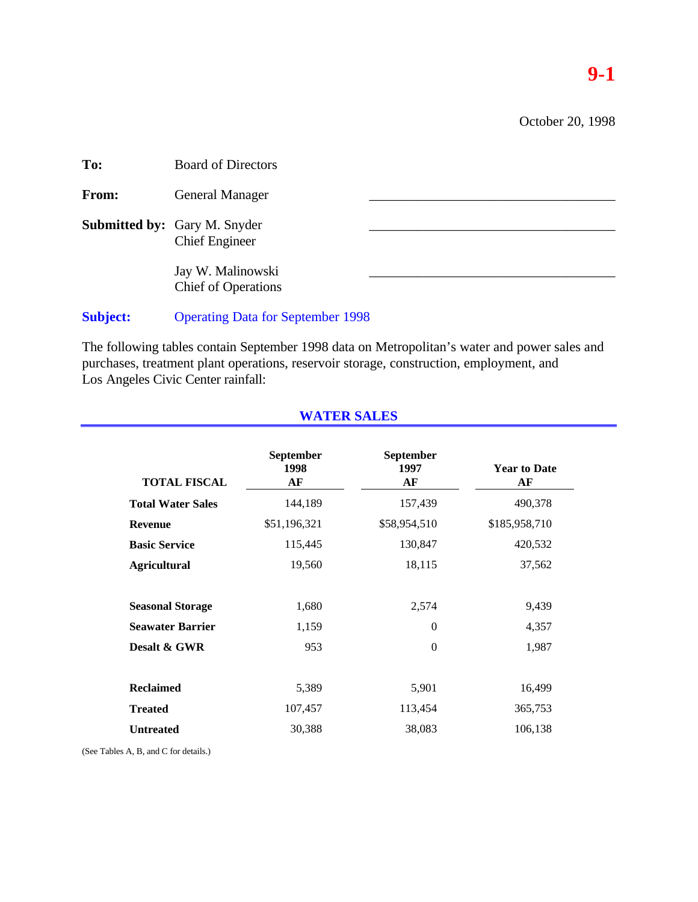**9-1**

October 20, 1998

**To:** Board of Directors

**From:** General Manager

**Submitted by:** Gary M. Snyder
Chief Engineer

Jay W. Malinowski
Chief of Operations

**Subject:** Operating Data for September 1998

The following tables contain September 1998 data on Metropolitan's water and power sales and purchases, treatment plant operations, reservoir storage, construction, employment, and Los Angeles Civic Center rainfall:

## WATER SALES

| TOTAL FISCAL | September 1998 AF | September 1997 AF | Year to Date AF |
|---|---|---|---|
| **Total Water Sales** | 144,189 | 157,439 | 490,378 |
| **Revenue** | $51,196,321 | $58,954,510 | $185,958,710 |
| **Basic Service** | 115,445 | 130,847 | 420,532 |
| **Agricultural** | 19,560 | 18,115 | 37,562 |
| | | | |
| **Seasonal Storage** | 1,680 | 2,574 | 9,439 |
| **Seawater Barrier** | 1,159 | 0 | 4,357 |
| **Desalt & GWR** | 953 | 0 | 1,987 |
| | | | |
| **Reclaimed** | 5,389 | 5,901 | 16,499 |
| **Treated** | 107,457 | 113,454 | 365,753 |
| **Untreated** | 30,388 | 38,083 | 106,138 |

(See Tables A, B, and C for details.)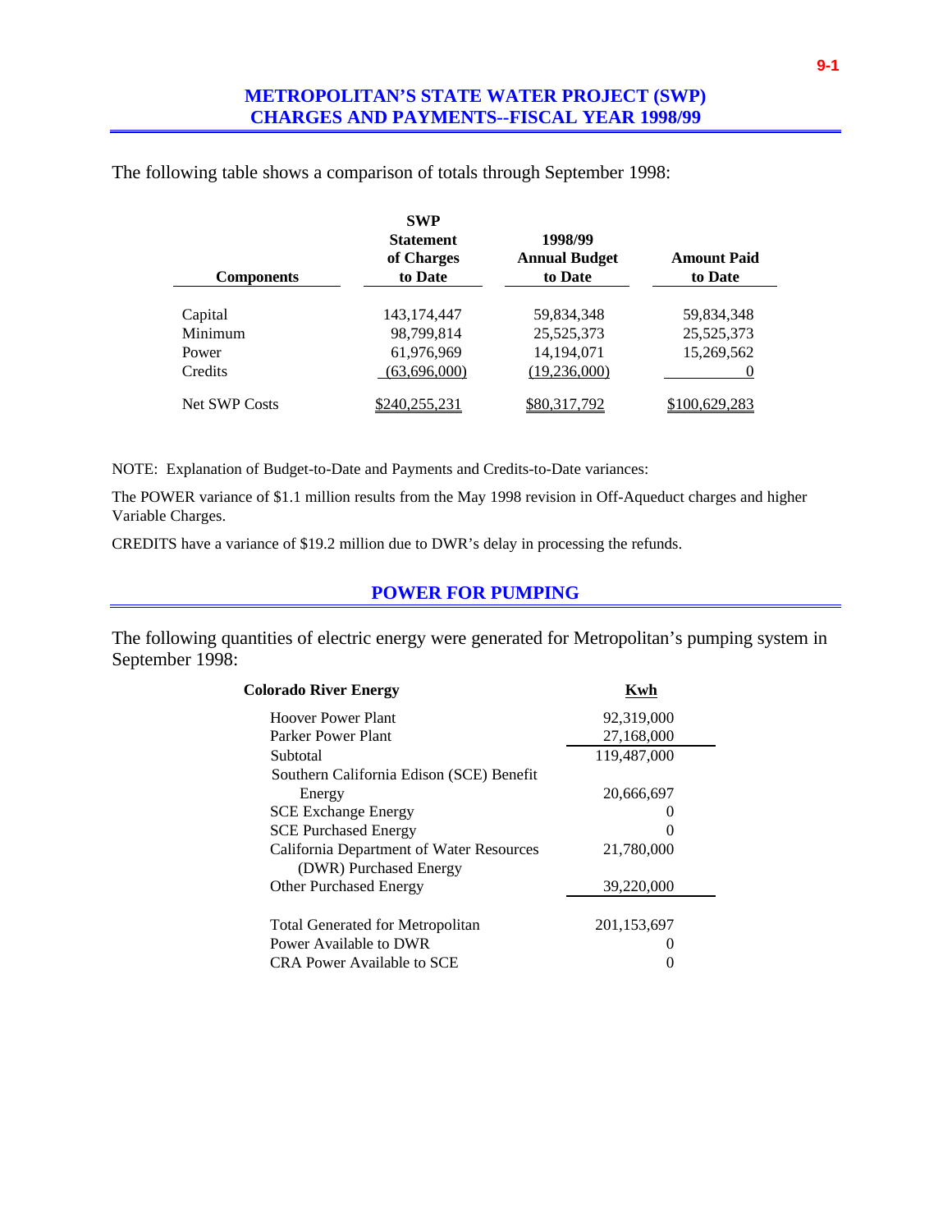## METROPOLITAN'S STATE WATER PROJECT (SWP) CHARGES AND PAYMENTS--FISCAL YEAR 1998/99

The following table shows a comparison of totals through September 1998:

| Components | SWP Statement of Charges to Date | 1998/99 Annual Budget to Date | Amount Paid to Date |
|---|---|---|---|
| Capital | 143,174,447 | 59,834,348 | 59,834,348 |
| Minimum | 98,799,814 | 25,525,373 | 25,525,373 |
| Power | 61,976,969 | 14,194,071 | 15,269,562 |
| Credits | (63,696,000) | (19,236,000) | 0 |
| Net SWP Costs | $240,255,231 | $80,317,792 | $100,629,283 |

NOTE: Explanation of Budget-to-Date and Payments and Credits-to-Date variances:

The POWER variance of $1.1 million results from the May 1998 revision in Off-Aqueduct charges and higher Variable Charges.

CREDITS have a variance of $19.2 million due to DWR's delay in processing the refunds.

## POWER FOR PUMPING

The following quantities of electric energy were generated for Metropolitan's pumping system in September 1998:

| Colorado River Energy | Kwh |
|---|---|
| Hoover Power Plant | 92,319,000 |
| Parker Power Plant | 27,168,000 |
| Subtotal | 119,487,000 |
| Southern California Edison (SCE) Benefit Energy | 20,666,697 |
| SCE Exchange Energy | 0 |
| SCE Purchased Energy | 0 |
| California Department of Water Resources (DWR) Purchased Energy | 21,780,000 |
| Other Purchased Energy | 39,220,000 |
| Total Generated for Metropolitan | 201,153,697 |
| Power Available to DWR | 0 |
| CRA Power Available to SCE | 0 |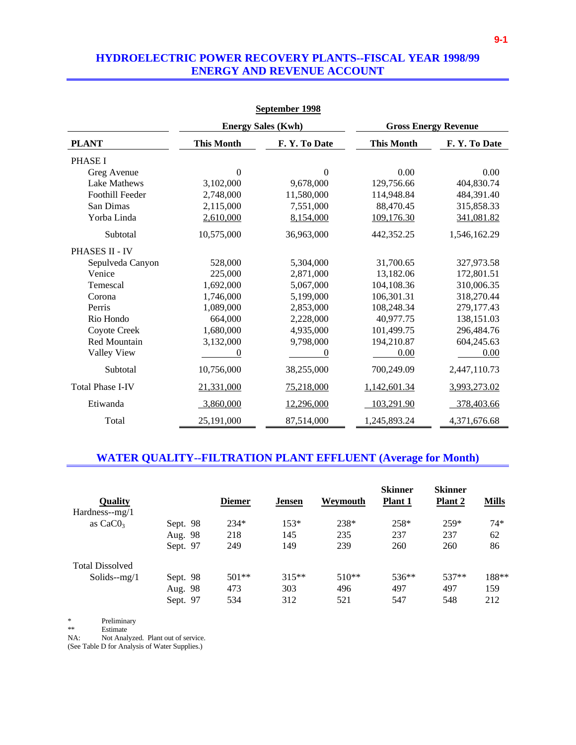## HYDROELECTRIC POWER RECOVERY PLANTS--FISCAL YEAR 1998/99
## ENERGY AND REVENUE ACCOUNT

**September 1998**

| PLANT | Energy Sales (Kwh) This Month | Energy Sales (Kwh) F. Y. To Date | Gross Energy Revenue This Month | Gross Energy Revenue F. Y. To Date |
|---|---|---|---|---|
| PHASE I | | | | |
| Greg Avenue | 0 | 0 | 0.00 | 0.00 |
| Lake Mathews | 3,102,000 | 9,678,000 | 129,756.66 | 404,830.74 |
| Foothill Feeder | 2,748,000 | 11,580,000 | 114,948.84 | 484,391.40 |
| San Dimas | 2,115,000 | 7,551,000 | 88,470.45 | 315,858.33 |
| Yorba Linda | 2,610,000 | 8,154,000 | 109,176.30 | 341,081.82 |
| Subtotal | 10,575,000 | 36,963,000 | 442,352.25 | 1,546,162.29 |
| PHASES II - IV | | | | |
| Sepulveda Canyon | 528,000 | 5,304,000 | 31,700.65 | 327,973.58 |
| Venice | 225,000 | 2,871,000 | 13,182.06 | 172,801.51 |
| Temescal | 1,692,000 | 5,067,000 | 104,108.36 | 310,006.35 |
| Corona | 1,746,000 | 5,199,000 | 106,301.31 | 318,270.44 |
| Perris | 1,089,000 | 2,853,000 | 108,248.34 | 279,177.43 |
| Rio Hondo | 664,000 | 2,228,000 | 40,977.75 | 138,151.03 |
| Coyote Creek | 1,680,000 | 4,935,000 | 101,499.75 | 296,484.76 |
| Red Mountain | 3,132,000 | 9,798,000 | 194,210.87 | 604,245.63 |
| Valley View | 0 | 0 | 0.00 | 0.00 |
| Subtotal | 10,756,000 | 38,255,000 | 700,249.09 | 2,447,110.73 |
| Total Phase I-IV | 21,331,000 | 75,218,000 | 1,142,601.34 | 3,993,273.02 |
| Etiwanda | 3,860,000 | 12,296,000 | 103,291.90 | 378,403.66 |
| Total | 25,191,000 | 87,514,000 | 1,245,893.24 | 4,371,676.68 |

## WATER QUALITY--FILTRATION PLANT EFFLUENT (Average for Month)

| Quality | | Diemer | Jensen | Weymouth | Skinner Plant 1 | Skinner Plant 2 | Mills |
|---|---|---|---|---|---|---|---|
| Hardness--mg/1 as $CaCO_3$ | Sept. 98 | 234* | 153* | 238* | 258* | 259* | 74* |
| | Aug. 98 | 218 | 145 | 235 | 237 | 237 | 62 |
| | Sept. 97 | 249 | 149 | 239 | 260 | 260 | 86 |
| Total Dissolved Solids--mg/1 | Sept. 98 | 501** | 315** | 510** | 536** | 537** | 188** |
| | Aug. 98 | 473 | 303 | 496 | 497 | 497 | 159 |
| | Sept. 97 | 534 | 312 | 521 | 547 | 548 | 212 |

\* Preliminary
\*\* Estimate
NA: Not Analyzed. Plant out of service.
(See Table D for Analysis of Water Supplies.)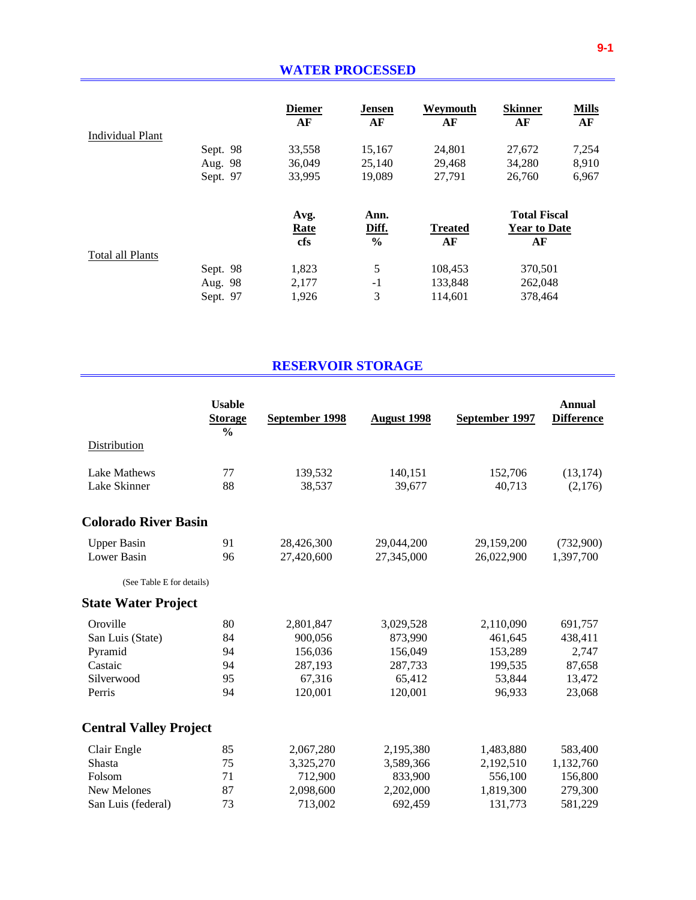## WATER PROCESSED

| Individual Plant | | Diemer AF | Jensen AF | Weymouth AF | Skinner AF | Mills AF |
|---|---|---|---|---|---|---|
| | Sept. 98 | 33,558 | 15,167 | 24,801 | 27,672 | 7,254 |
| | Aug. 98 | 36,049 | 25,140 | 29,468 | 34,280 | 8,910 |
| | Sept. 97 | 33,995 | 19,089 | 27,791 | 26,760 | 6,967 |

| Total all Plants | | Avg. Rate cfs | Ann. Diff. % | Treated AF | Total Fiscal Year to Date AF |
|---|---|---|---|---|---|
| | Sept. 98 | 1,823 | 5 | 108,453 | 370,501 |
| | Aug. 98 | 2,177 | -1 | 133,848 | 262,048 |
| | Sept. 97 | 1,926 | 3 | 114,601 | 378,464 |

## RESERVOIR STORAGE

| | Usable Storage % | September 1998 | August 1998 | September 1997 | Annual Difference |
|---|---|---|---|---|---|
| Distribution | | | | | |
| Lake Mathews | 77 | 139,532 | 140,151 | 152,706 | (13,174) |
| Lake Skinner | 88 | 38,537 | 39,677 | 40,713 | (2,176) |
| **Colorado River Basin** | | | | | |
| Upper Basin | 91 | 28,426,300 | 29,044,200 | 29,159,200 | (732,900) |
| Lower Basin | 96 | 27,420,600 | 27,345,000 | 26,022,900 | 1,397,700 |
| (See Table E for details) | | | | | |
| **State Water Project** | | | | | |
| Oroville | 80 | 2,801,847 | 3,029,528 | 2,110,090 | 691,757 |
| San Luis (State) | 84 | 900,056 | 873,990 | 461,645 | 438,411 |
| Pyramid | 94 | 156,036 | 156,049 | 153,289 | 2,747 |
| Castaic | 94 | 287,193 | 287,733 | 199,535 | 87,658 |
| Silverwood | 95 | 67,316 | 65,412 | 53,844 | 13,472 |
| Perris | 94 | 120,001 | 120,001 | 96,933 | 23,068 |
| **Central Valley Project** | | | | | |
| Clair Engle | 85 | 2,067,280 | 2,195,380 | 1,483,880 | 583,400 |
| Shasta | 75 | 3,325,270 | 3,589,366 | 2,192,510 | 1,132,760 |
| Folsom | 71 | 712,900 | 833,900 | 556,100 | 156,800 |
| New Melones | 87 | 2,098,600 | 2,202,000 | 1,819,300 | 279,300 |
| San Luis (federal) | 73 | 713,002 | 692,459 | 131,773 | 581,229 |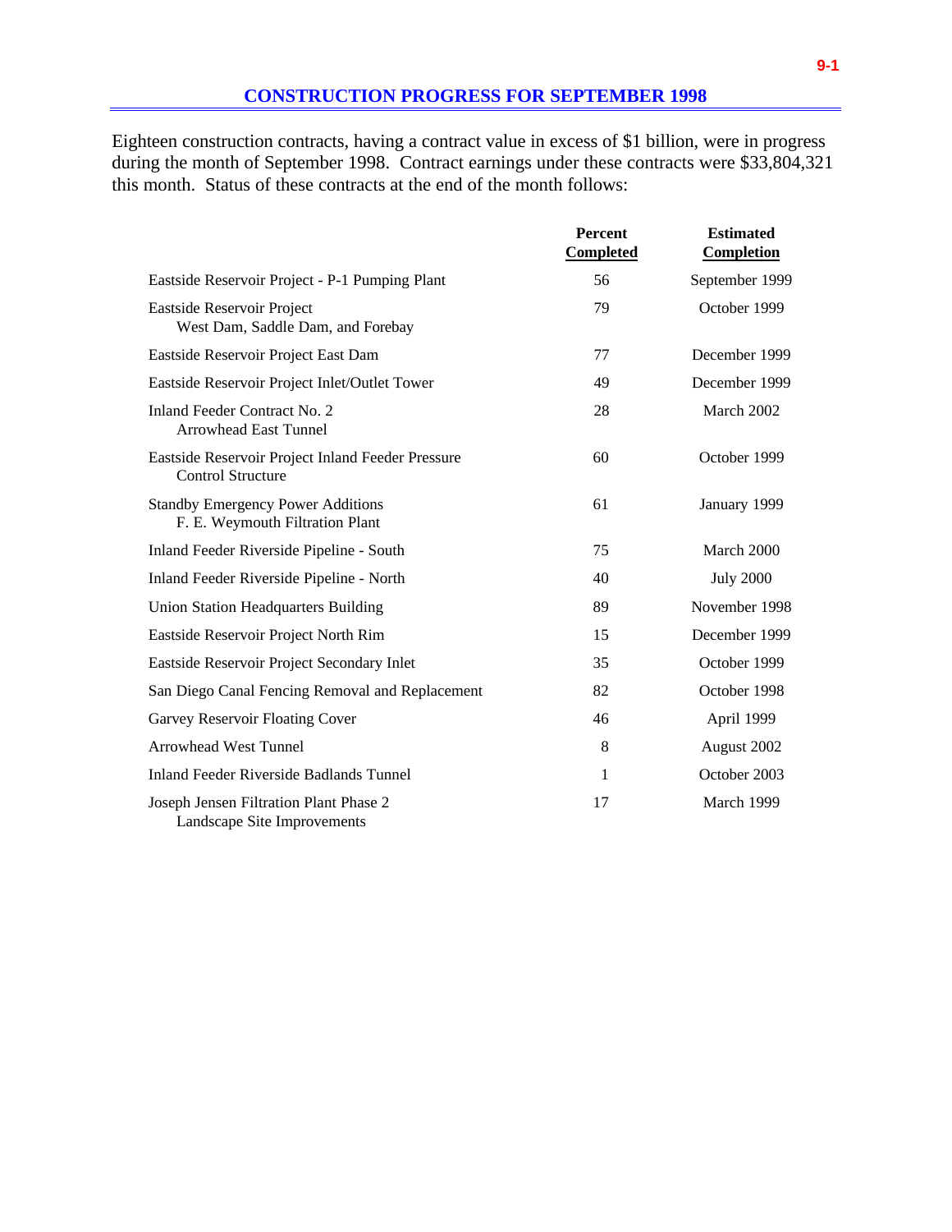## CONSTRUCTION PROGRESS FOR SEPTEMBER 1998

Eighteen construction contracts, having a contract value in excess of $1 billion, were in progress during the month of September 1998. Contract earnings under these contracts were $33,804,321 this month. Status of these contracts at the end of the month follows:

| | Percent Completed | Estimated Completion |
|---|---|---|
| Eastside Reservoir Project - P-1 Pumping Plant | 56 | September 1999 |
| Eastside Reservoir Project West Dam, Saddle Dam, and Forebay | 79 | October 1999 |
| Eastside Reservoir Project East Dam | 77 | December 1999 |
| Eastside Reservoir Project Inlet/Outlet Tower | 49 | December 1999 |
| Inland Feeder Contract No. 2 Arrowhead East Tunnel | 28 | March 2002 |
| Eastside Reservoir Project Inland Feeder Pressure Control Structure | 60 | October 1999 |
| Standby Emergency Power Additions F. E. Weymouth Filtration Plant | 61 | January 1999 |
| Inland Feeder Riverside Pipeline - South | 75 | March 2000 |
| Inland Feeder Riverside Pipeline - North | 40 | July 2000 |
| Union Station Headquarters Building | 89 | November 1998 |
| Eastside Reservoir Project North Rim | 15 | December 1999 |
| Eastside Reservoir Project Secondary Inlet | 35 | October 1999 |
| San Diego Canal Fencing Removal and Replacement | 82 | October 1998 |
| Garvey Reservoir Floating Cover | 46 | April 1999 |
| Arrowhead West Tunnel | 8 | August 2002 |
| Inland Feeder Riverside Badlands Tunnel | 1 | October 2003 |
| Joseph Jensen Filtration Plant Phase 2 Landscape Site Improvements | 17 | March 1999 |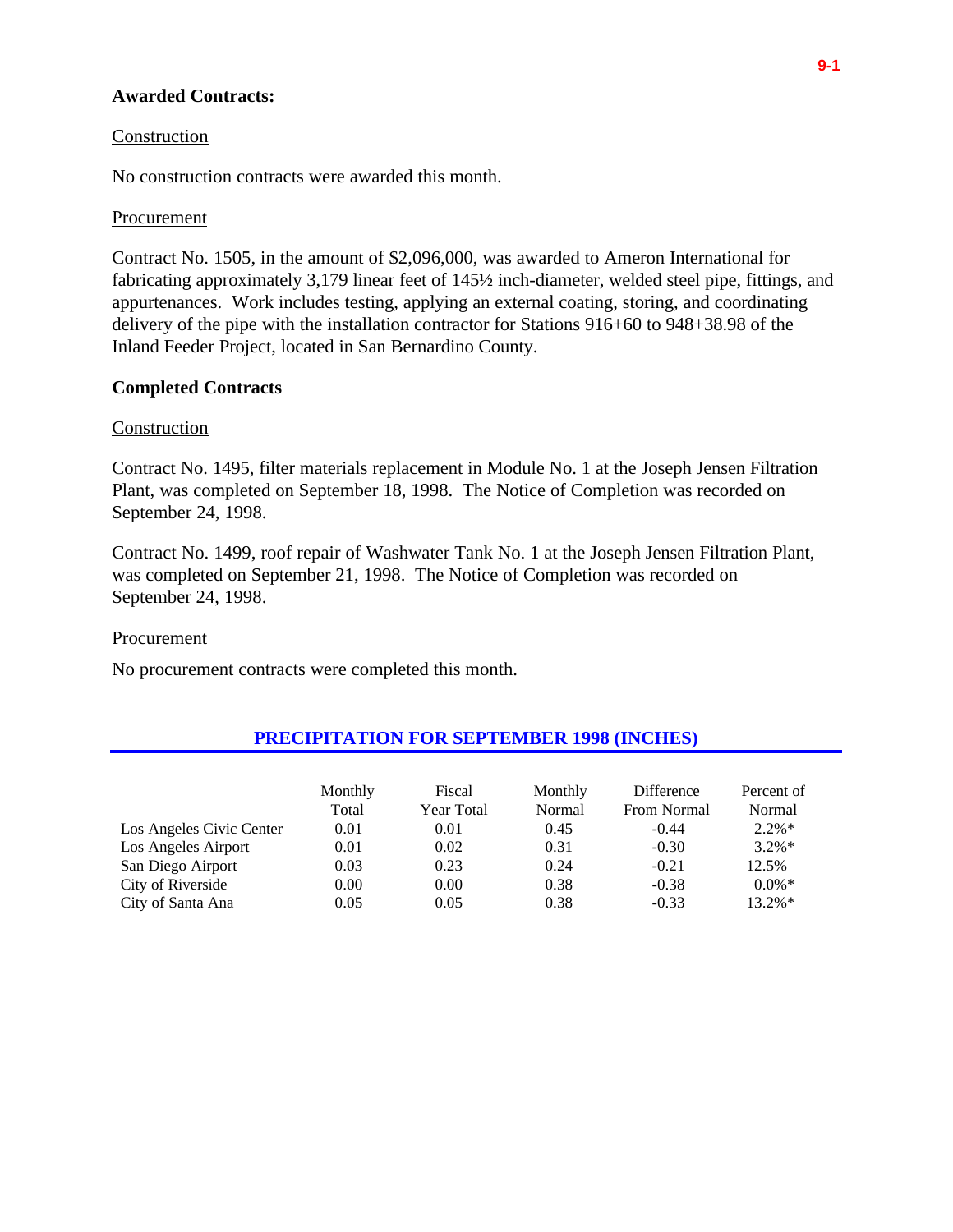**Awarded Contracts:**

Construction

No construction contracts were awarded this month.

Procurement

Contract No. 1505, in the amount of $2,096,000, was awarded to Ameron International for fabricating approximately 3,179 linear feet of 145½ inch-diameter, welded steel pipe, fittings, and appurtenances. Work includes testing, applying an external coating, storing, and coordinating delivery of the pipe with the installation contractor for Stations 916+60 to 948+38.98 of the Inland Feeder Project, located in San Bernardino County.

**Completed Contracts**

Construction

Contract No. 1495, filter materials replacement in Module No. 1 at the Joseph Jensen Filtration Plant, was completed on September 18, 1998. The Notice of Completion was recorded on September 24, 1998.

Contract No. 1499, roof repair of Washwater Tank No. 1 at the Joseph Jensen Filtration Plant, was completed on September 21, 1998. The Notice of Completion was recorded on September 24, 1998.

Procurement

No procurement contracts were completed this month.

## PRECIPITATION FOR SEPTEMBER 1998 (INCHES)

| | Monthly Total | Fiscal Year Total | Monthly Normal | Difference From Normal | Percent of Normal |
|---|---|---|---|---|---|
| Los Angeles Civic Center | 0.01 | 0.01 | 0.45 | -0.44 | 2.2%* |
| Los Angeles Airport | 0.01 | 0.02 | 0.31 | -0.30 | 3.2%* |
| San Diego Airport | 0.03 | 0.23 | 0.24 | -0.21 | 12.5% |
| City of Riverside | 0.00 | 0.00 | 0.38 | -0.38 | 0.0%* |
| City of Santa Ana | 0.05 | 0.05 | 0.38 | -0.33 | 13.2%* |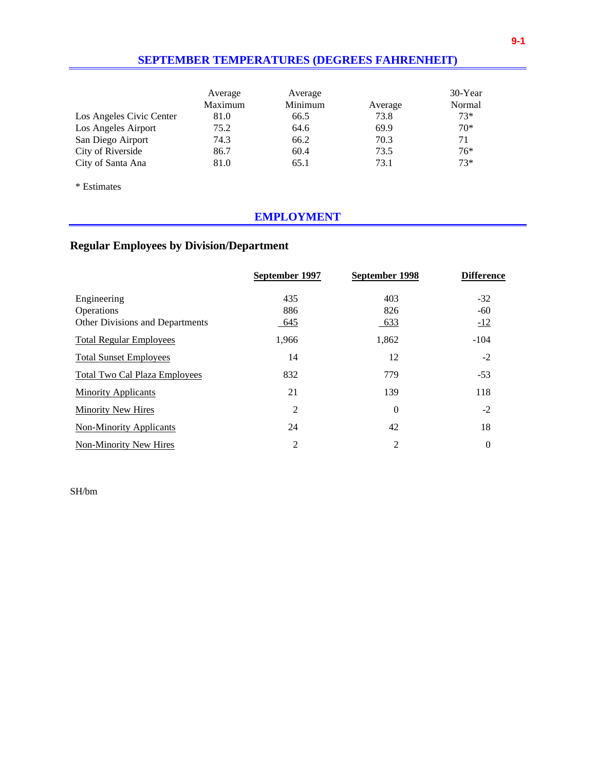## SEPTEMBER TEMPERATURES (DEGREES FAHRENHEIT)

| | Average Maximum | Average Minimum | Average | 30-Year Normal |
|---|---|---|---|---|
| Los Angeles Civic Center | 81.0 | 66.5 | 73.8 | 73* |
| Los Angeles Airport | 75.2 | 64.6 | 69.9 | 70* |
| San Diego Airport | 74.3 | 66.2 | 70.3 | 71 |
| City of Riverside | 86.7 | 60.4 | 73.5 | 76* |
| City of Santa Ana | 81.0 | 65.1 | 73.1 | 73* |

* Estimates

## EMPLOYMENT

### Regular Employees by Division/Department

| | September 1997 | September 1998 | Difference |
|---|---|---|---|
| Engineering | 435 | 403 | -32 |
| Operations | 886 | 826 | -60 |
| Other Divisions and Departments | 645 | 633 | -12 |
| Total Regular Employees | 1,966 | 1,862 | -104 |
| Total Sunset Employees | 14 | 12 | -2 |
| Total Two Cal Plaza Employees | 832 | 779 | -53 |
| Minority Applicants | 21 | 139 | 118 |
| Minority New Hires | 2 | 0 | -2 |
| Non-Minority Applicants | 24 | 42 | 18 |
| Non-Minority New Hires | 2 | 2 | 0 |

SH/bm